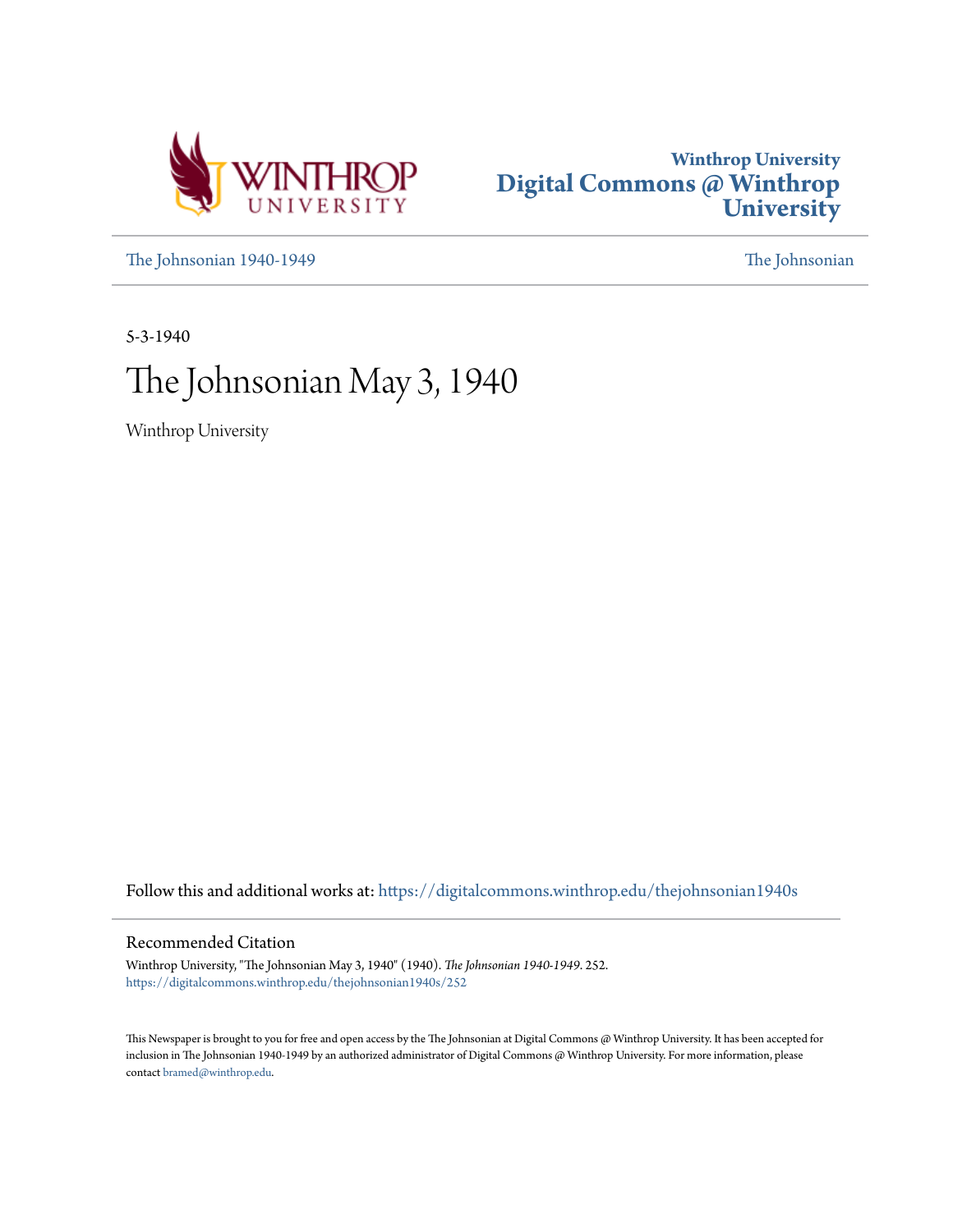Winthrop University
Digital Commons @ Winthrop University

The Johnsonian 1940-1949 | The Johnsonian

5-3-1940

# The Johnsonian May 3, 1940

Winthrop University

Follow this and additional works at: https://digitalcommons.winthrop.edu/thejohnsonian1940s

## Recommended Citation

Winthrop University, "The Johnsonian May 3, 1940" (1940). *The Johnsonian 1940-1949*. 252.
https://digitalcommons.winthrop.edu/thejohnsonian1940s/252

This Newspaper is brought to you for free and open access by the The Johnsonian at Digital Commons @ Winthrop University. It has been accepted for inclusion in The Johnsonian 1940-1949 by an authorized administrator of Digital Commons @ Winthrop University. For more information, please contact bramed@winthrop.edu.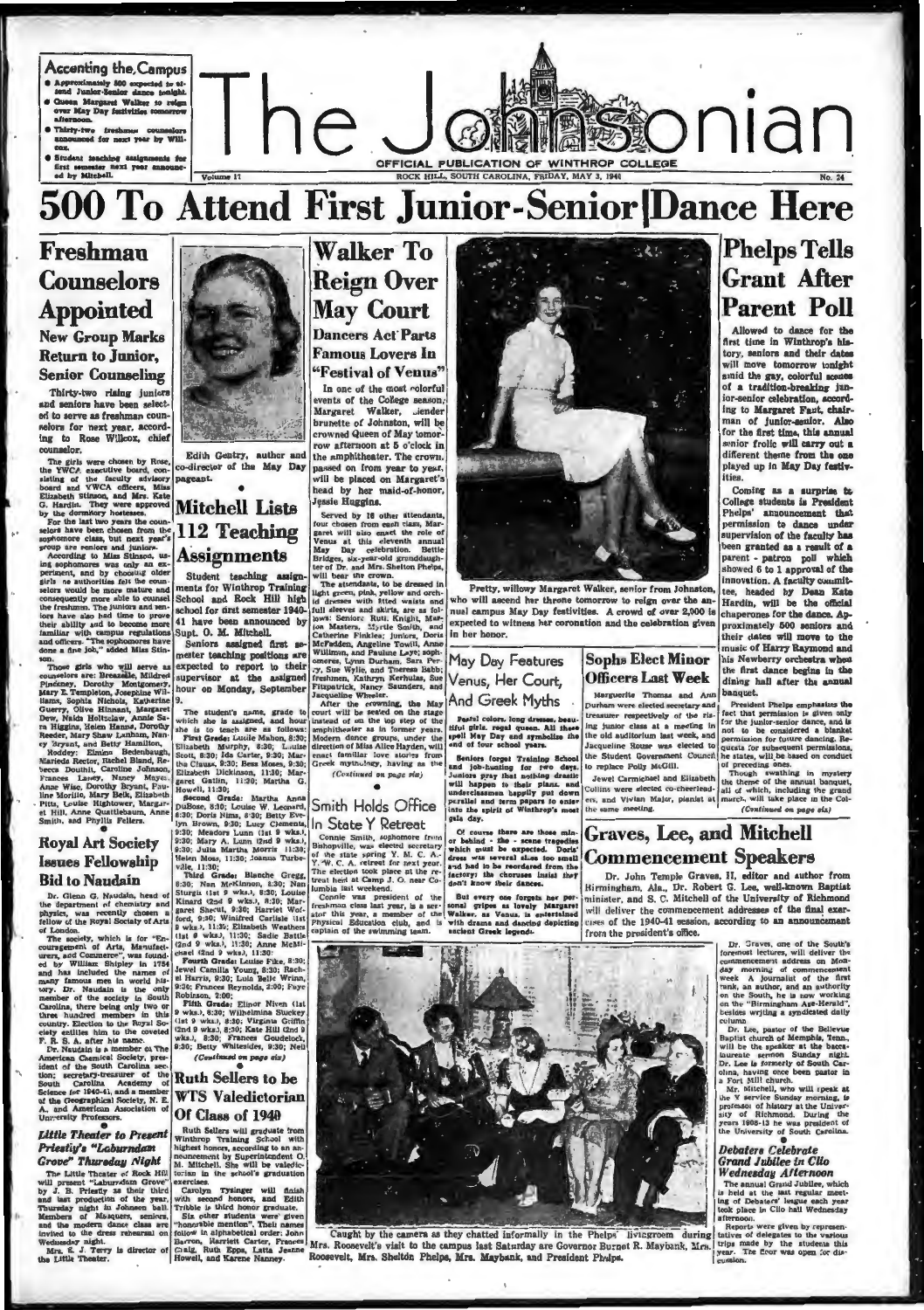## Accenting the Campus

- Approximately 500 expected to attend Junior-Senior dance tonight.
- Queen Margaret Walker to reign over May Day festivities tomorrow afternoon.
- Thirty-two freshman counselors announced for next year by Willcox.
- Student teaching assignments for first semester next year announced by Mitchell.

# The Johnsonian

OFFICIAL PUBLICATION OF WINTHROP COLLEGE

Volume 17 — ROCK HILL, SOUTH CAROLINA, FRIDAY, MAY 3, 1940 — No. 24

# 500 To Attend First Junior-Senior Dance Here

## Freshman Counselors Appointed

### New Group Marks Return to Junior, Senior Counseling

Thirty-two rising juniors and seniors have been selected to serve as freshman counselors for next year, according to Rose Willcox, chief counselor.

The girls were chosen by Rose, the YWCA executive board, consisting of the faculty advisory board and YWCA officers, Miss Elizabeth Stinson, and Mrs. Kate G. Hardin. They were approved by the dormitory hostesses.

For the last two years the counselors have been chosen from the sophomore class, but next year's group are seniors and juniors.

According to Miss Stinson, using sophomores was only an experiment, and by choosing older girls ne authorities felt the counselors would be more mature and consequently more able to counsel the freshmen. The juniors and seniors have also had time to prove their ability and to become more familiar with campus regulations and officers. "The sophomores have done a fine job," added Miss Stinson.

Those girls who will serve as counselors are: Breazeale, Mildred Pinckney, Dorothy Montgomery, Mary E. Templeton, Josephine Williams, Sophia Nichols, Katherine Guerry, Olive Hinnant, Margaret Dew, Nelda Holtzclaw, Annie Sara Higgins, Helen Hanna, Dorothy Reeder, Mary Shaw Lanham, Nancy Bryant, and Betty Hamilton, Roddey: Elmina Bedenbaugh, Marieda Rector, Rachel Bland, Rebecca Douthit, Caroline Johnson, Frances Lacey, Nancy Mayes, Anne Wise, Dorothy Bryant, Pauline Morillo, Mary Belk, Elizabeth Pitts, Louise Hightower, Margaret Hill, Anne Quattlebaum, Anne Smith, and Phyllis Fellers.

## Royal Art Society Issues Fellowship Bid to Naudain

Dr. Glenn G. Naudain, head of the department of chemistry and physics, was recently chosen a fellow of the Royal Society of Arts of London.

The society, which is for "Encouragement of Arts, Manufacturers, and Commerce", was founded by William Shipley in 1754 and has included the names of many famous men in world history. Dr. Naudain is the only member of the society in South Carolina, there being only two or three hundred members in this country. Election to the Royal Society entitles him to the coveted F. R. S. A. after his name.

Dr. Naudain is a member of the American Chemical Society, president of the South Carolina section; secretary-treasurer of the South Carolina Academy of Science for 1940-41, and a member of the Geographical Society, N. E. A. and American Association of University Professors.

## *Little Theater to Present Priestly's "Laburnam Grove" Thursday Night*

The Little Theater of Rock Hill will present "Laburnum Grove" by J. B. Priestly as their third and last production of the year, Thursday night in Johnson hall. Members of Masquers, seniors, and the modern dance class are invited to the dress rehearsal on Wednesday night.

Mrs. E. J. Terry is director of the Little Theater.

Edith Gentry, author and co-director of the May Day pageant.

## Mitchell Lists 112 Teaching Assignments

Student teaching assignments for Winthrop Training School and Rock Hill high school for first semester 1940-41 have been announced by Supt. O. M. Mitchell.

Seniors assigned first semester teaching positions are expected to report to their supervisor at the assigned hour on Monday, September 9.

The student's name, grade to which she is assigned, and hour she is to teach are as follows:

**First Grade:** Lucile Mahon, 8:30; Elizabeth Murphy, 8:30; Louise Scott, 8:30; Ida Carter, 9:30; Martha Clauss, 9:30; Bess Moses, 9:30; Elizabeth Dickinson, 11:30; Margaret Gatlin, 11:30; Martha G. Howell, 11:30;

**Second Grade:** Martha Anna DuBose, 8:30; Louise W. Leonard, 8:30; Doris Nims, 8:30; Betty Evelyn Brown, 9:30; Lucy Clements, 9:30; Meadors Lunn (1st 9 wks.), 9:30; Mary A. Lunn (2nd 9 wks.), 9:30; Julia Martha Morris 11:30; Helen Moss, 11:30; Joanna Turbeville, 11:30;

**Third Grade:** Blanche Gregg, 8:30; Nan McKinnon, 8:30; Nan Sturgis (1st 9 wks.), 8:30; Louise Kinard (2nd 9 wks.), 8:30; Margaret Sherrill, 9:30; Harriet Wofford, 9:30; Winifred Carlisle (1st 9 wks.), 11:30; Elizabeth Weathers (1st 9 wks.), 11:30; Sadie Battle (2nd 9 wks.), 11:30; Anne McMichael (2nd 9 wks.), 11:30;

**Fourth Grade:** Louise Fike, 8:30; Jewel Camilla Young, 8:30; Rachel Harris, 9:30; Lula Belle Wrinn, 9:30; Frances Reynolds, 2:00; Faye Robinson, 2:00;

**Fifth Grade:** Elinor Niven (1st 9 wks.), 8:30; Wilhelmina Stuckey (1st 9 wks.), 8:30; Virginia Griffin (2nd 9 wks.), 8:30; Kate Hill (2nd 9 wks.), 8:30; Frances Goudelock, 9:30; Betty Whitesides, 9:30; Nell

*(Continued on page six)*

## Ruth Sellers to be WTS Valedictorian Of Class of 1940

Ruth Sellers will graduate from Winthrop Training School with highest honors, according to an announcement by Superintendent O. M. Mitchell. She will be valedictorian in the school's graduation exercises.

Carolyn Tysinger will finish with second honors, and Edith Tribble is third honor graduate.

Six other students were given "honorable mention". Their names follow in alphabetical order: John Barron, Harriett Carter, Frances Craig, Ruth Epps, Latta Jeanne Howell, and Karene Nanney.

## Walker To Reign Over May Court

### Dancers Act Parts Famous Lovers In "Festival of Venus"

In one of the most colorful events of the College season, Margaret Walker, slender brunette of Johnston, will be crowned Queen of May tomorrow afternoon at 5 o'clock in the amphitheater. The crown, passed on from year to year, will be placed on Margaret's head by her maid-of-honor, Jessie Huggins.

Served by 16 other attendants, four chosen from each class, Margaret will also enact the role of Venus at this eleventh annual May Day celebration. Bettie Bridges, six-year-old granddaughter of Dr. and Mrs. Shelton Phelps, will bear the crown.

The attendants, to be dressed in light green, pink, yellow and orchid dresses with fitted waists and full sleeves and skirts, are as follows: Seniors: Ruth Knight, Marion Masters, Myrtle Smith, and Catherine Finklea; Juniors, Doris McFadden, Angeline Towill, Anne Willimon, and Pauline Laye; sophomores, Lynn Durham, Sara Perry, Sue Wylie, and Theresa Babb; freshmen, Kathryn Kerhulas, Sue Fitzpatrick, Nancy Saunders, and Jacqueline Wheeler.

After the crowning, the May court will be seated on the stage instead of on the top step of the amphitheater as in former years. Modern dance groups, under the direction of Miss Alice Hayden, will enact familiar love stories from Greek mythology, having as the

*(Continued on page six)*

## Smith Holds Office In State Y Retreat

Connie Smith, sophomore from Bishopville, was elected secretary of the state spring Y. M. C. A.-Y. W. C. A. retreat for next year. The election took place at the retreat held at Camp J. O. near Columbia last weekend.

Connie was president of the freshman class last year, is a senator this year, a member of the Physical Education club, and is captain of the swimming team.

Pretty, willowy Margaret Walker, senior from Johnston, who will ascend her throne tomorrow to reign over the annual campus May Day festivities. A crowd of over 2,000 is expected to witness her coronation and the celebration given in her honor.

## May Day Features Venus, Her Court, And Greek Myths

Pastel colors, long dresses, beautiful girls, regal queen. All these spell May Day and symbolize the end of four school years.

Seniors forget Training School and job-hunting for two days. Juniors pray that nothing drastic will happen to their plans, and underclassmen happily put down parallel and term papers to enter into the spirit of Winthrop's most gala day.

Of course there are those minor behind - the - scene tragedies which must be expected. Doris' dress was several sizes too small and had to be recorded from the factory; the choruses insist they don't know their dances.

But every one forgets her personal gripes as lovely Margaret Walker, as Venus, is entertained with drams and dancing depicting ancient Greek legends.

## Sophs Elect Minor Officers Last Week

Marguerite Thomas and Ann Durham were elected secretary and treasurer respectively of the rising junior class at a meeting in the old auditorium last week, and Jacqueline Rouse was elected to the Student Government Council to replace Polly McGill.

Jewel Carmichael and Elizabeth Collins were elected co-cheerleaders, and Vivian Major, pianist at the same meeting.

## Phelps Tells Grant After Parent Poll

Allowed to dance for the first time in Winthrop's history, seniors and their dates will move tomorrow tonight amid the gay, colorful scenes of a tradition-breaking junior-senior celebration, according to Margaret Faut, chairman of junior-senior. Also for the first time, this annual senior frolic will carry out a different theme from the one played up in May Day festivities.

Coming as a surprise to College students is President Phelps' announcement that permission to dance under supervision of the faculty has been granted as a result of a parent - patron poll which showed 6 to 1 approval of the innovation. A faculty committee, headed by Dean Kate Hardin, will be the official chaperones for the dance. Approximately 500 seniors and their dates will move to the music of Harry Raymond and his Newberry orchestra when the first dance begins in the dining hall after the annual banquet.

President Phelps emphasizes the fact that permission is given only for the junior-senior dance, and is not to be considered a blanket permission for future dancing. Requests for subsequent permissions, he states, will be based on conduct of preceding ones.

Though swathing in mystery the theme of the annual banquet, all of which, including the grand march, will take place in the Col-

*(Continued on page six)*

## Graves, Lee, and Mitchell Commencement Speakers

Dr. John Temple Graves, II, editor and author from Birmingham, Ala., Dr. Robert G. Lee, well-known Baptist minister, and S. C. Mitchell of the University of Richmond will deliver the commencement addresses of the final exercises of the 1940-41 session, according to an announcement from the president's office.

Dr. Graves, one of the South's foremost lecturers, will deliver the commencement address on Monday morning of commencement week. A journalist of the first rank, an author, and an authority on the South, he is now working on the "Birmingham Age-Herald", besides writing a syndicated daily column.

Dr. Lee, pastor of the Bellevue Baptist church of Memphis, Tenn., will be the speaker at the baccalaureate sermon Sunday night. Dr. Lee is formerly of South Carolina, having once been pastor in a Fort Mill church.

Mr. Mitchell, who will speak at the Y service Sunday morning, is professor of history at the University of Richmond. During the years 1908-13 he was president of the University of South Carolina.

## *Debaters Celebrate Grand Jubilee in Clio Wednesday Afternoon*

The annual Grand Jubilee, which is held at the last regular meeting of Debaters' league each year took place in Clio hall Wednesday afternoon.

Reports were given by representatives of delegates to the various trips made by the students this year. The floor was open for discussion.

Caught by the camera as they chatted informally in the Phelps' livingroom during Mrs. Roosevelt's visit to the campus last Saturday are Governor Burnet R. Maybank, Mrs. Roosevelt, Mrs. Sheldon Phelps, Mrs. Maybank, and President Phelps.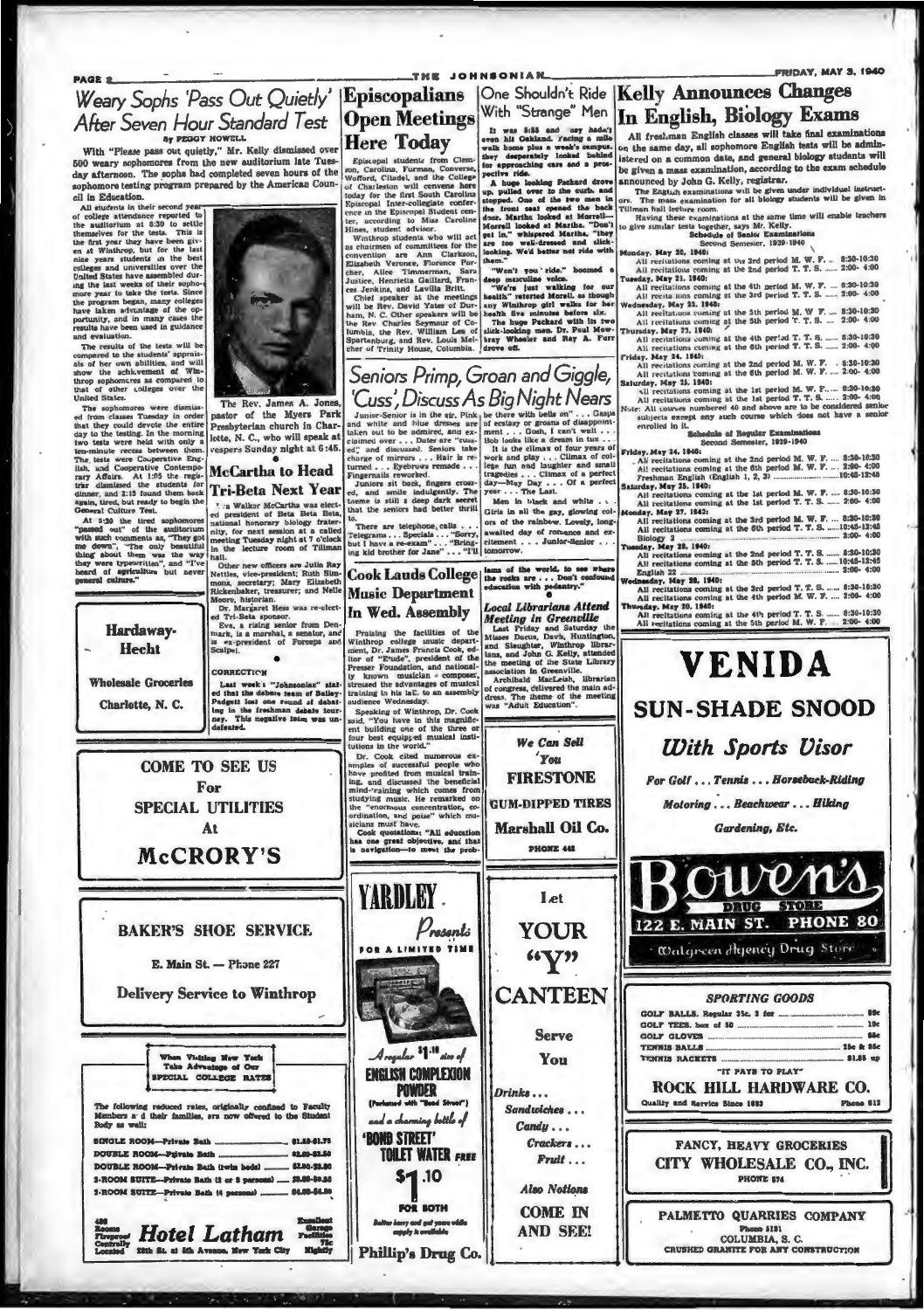# Weary Sophs 'Pass Out Quietly' After Seven Hour Standard Test

By PEGGY HOWELL

With "Please pass out quietly," Mr. Kelly dismissed over 500 weary sophomores from the new auditorium late Tuesday afternoon. The sophs had completed seven hours of the sophomore testing program prepared by the American Council in Education.

All students in their second year of college attendance reported to the auditorium at 8:30 to settle themselves for the tests. This is the first year they have been given at Winthrop, but for the last nine years students in the best colleges and universities over the United States have assembled during the last weeks of their sophomore year to take the tests. Since the program began, many colleges have taken advantage of the opportunity, and in many cases the results have been used in guidance and evaluation.

The results of the tests will be compared to the students' appraisals of her own abilities, and will show the achievement of Winthrop sophomores as compared to that of other colleges over the United States.

The sophomores were dismissed from classes Tuesday in order that they could devote the entire day to the testing. In the morning two tests were held with only a ten-minute recess between them. The tests were Cooperative English, and Cooperative Contemporary Affairs. At 1:05 the registrar dismissed the students for dinner, and 2:15 found them back again, tired, but ready to begin the General Culture Test.

At 5:30 the tired sophomores "passed out" of the auditorium with such comments as, "They got me down", "The only beautiful thing about them was the way they were typewritten", and "I've heard of agriculture but never general culture."

The Rev. James A. Jones, pastor of the Myers Park Presbyterian church in Charlotte, N. C., who will speak at vespers Sunday night at 6:45.

**Hardaway-Hecht**

Wholesale Groceries

Charlotte, N. C.

**COME TO SEE US**

For

**SPECIAL UTILITIES**

At

**McCRORY'S**

**BAKER'S SHOE SERVICE**

E. Main St. — Phone 227

**Delivery Service to Winthrop**

When Visiting New York Take Advantage of Our SPECIAL COLLEGE RATES

The following reduced rates, originally confined to Faculty Members and their families, are now offered to the Student Body as well:

| | |
|---|---|
| SINGLE ROOM—Private Bath | $1.50-$1.75 |
| DOUBLE ROOM—Private Bath | $2.50-$2.50 |
| DOUBLE ROOM—Private Bath (twin beds) | $2.50-$3.00 |
| 2-ROOM SUITE—Private Bath (2 or 3 persons) | $3.50-$4.50 |
| 2-ROOM SUITE—Private Bath (4 persons) | $4.50-$4.50 |

400 Rooms Fireproof Centrally Located **Hotel Latham** 28th St. at 5th Avenue, New York City — Excellent Garage Facilities 75c Nightly

# Episcopalians Open Meetings Here Today

Episcopal students from Clemson, Carolina, Furman, Converse, Wofford, Citadel, and the College of Charleston will convene here today for the first South Carolina Episcopal Inter-collegiate conference in the Episcopal Student center, according to Miss Caroline Hines, student advisor.

Winthrop students who will act as chairmen of committees for the convention are Ann Clarkson, Elizabeth Veronee, Florence Porcher, Alice Timmerman, Sara Justice, Henrietta Gaillard, Frances Jenkins, and Lavilla Britt.

Chief speaker at the meetings will be Rev. David Yates of Durham, N. C. Other speakers will be the Rev. Charles Seymour of Columbia, the Rev. William Lea of Spartanburg, and Rev. Louis Melcher of Trinity House, Columbia.

# McCartha to Head Tri-Beta Next Year

Eva Walker McCartha was elected president of Beta Beta Beta, national honorary biology fraternity, for next session at a called meeting Tuesday night at 7 o'clock in the lecture room of Tillman hall.

Other new officers are Julia Ray Nettles, vice-president; Ruth Simmons, secretary; Mary Elizabeth Rickenbaker, treasurer; and Nelle Moore, historian.

Dr. Margaret Hess was re-elected Tri-Beta sponsor.

Eva, a rising senior from Denmark, is a marshal, a senator, and is ex-president of Forceps and Scalpel.

**CORRECTION**

Last week's "Johnsonian" stated that the debate team of Bailey-Padgett lost one round of debating in the freshman debate tourney. This negative team was undefeated.

# One Shouldn't Ride With "Strange" Men

It was 5:55 and any hadn't even hit Oakland. Facing a mile walk home plus a week's campus, they desperately looked behind for approaching cars and a prospective ride.

A huge looking Packard drove up, pulled over to the curb, and stopped. One of the two men in the front seat opened the back door. Martha looked at Morrell—Morrell looked at Martha. "Don't get in," whispered Martha, "they are too well-dressed and slick-looking. We'd better not ride with them."

"Won't you ride," boomed a deep masculine voice.

"We're just walking for our health" retorted Morell, as though any Winthrop girl walks for her health five minutes before six.

The huge Packard with its two slick-looking men, Dr. Paul Mowbray Wheeler and Roy A. Furr drove off.

# Seniors Primp, Groan and Giggle, 'Cuss', Discuss As Big Night Nears

Junior-Senior is in the air. Pink and white and blue dresses are taken out to be admired, and exclaimed over . . . Dates are "cussed" and discussed. Seniors take charge of mirrors . . . Hair is returned . . . Eyebrows remade . . . Fingernails reworked.

Juniors sit back, fingers crossed, and smile indulgently. The theme is still a deep dark secret that the seniors had better thrill to.

There are telephone calls . . . Telegrams . . . Specials . . . "Sorry, but I have a re-exam" . . . "Bringing kid brother for Jane" . . . "I'll be there with bells on" . . . Gasps of ecstasy or groans of disappointment . . . Gosh, I can't wait . . . Bob looks like a dream in tux . . .

It is the climax of four years of work and play . . . Climax of college fun and laughter and small tragedies . . . Climax of a perfect day—May Day . . . Of a perfect year . . . The Last.

Men in black and white . . . Girls in all the gay, glowing colors of the rainbow. Lovely, long-awaited day of romance and excitement . . . Junior-Senior . . . tomorrow.

# Cook Lauds College Music Department In Wed. Assembly

Praising the facilities of the Winthrop college music department, Dr. James Francis Cook, editor of "Etude", president of the Presser Foundation, and nationally known musician - composer, stressed the advantages of musical training in his talk to an assembly audience Wednesday.

Speaking of Winthrop, Dr. Cook said, "You have in this magnificent building one of the three or four best equipped musical institutions in the world."

Dr. Cook cited numerous examples of successful people who have profited from musical training, and discussed the beneficial mind-training which comes from studying music. He remarked on the "enormous concentration, coordination, and poise" which musicians must have.

Cook quotations: "All education has one great objective, and that is navigation—to meet the problems of the world, to see where the rocks are . . . Don't confound education with pedantry."

# Local Librarians Attend Meeting in Greenville

Last Friday and Saturday the Misses Dacus, Davis, Huntington, and Slaughter, Winthrop librarians, and John G. Kelly, attended the meeting of the State Library association in Greenville.

Archibald MacLeish, librarian of congress, delivered the main address. The theme of the meeting was "Adult Education".

**We Can Sell You FIRESTONE GUM-DIPPED TIRES**

**Marshall Oil Co.**

PHONE 448

**YARDLEY** Presents FOR A LIMITED TIME

A regular $1.10 size of ENGLISH COMPLEXION POWDER (Perfumed with "Bond Street") and a charming bottle of 'BOND STREET' TOILET WATER FREE

$1.10 FOR BOTH

Better hurry and get yours while supply is available

**Phillip's Drug Co.**

Let YOUR "Y" CANTEEN Serve You

Drinks . . .
Sandwiches . . .
Candy . . .
Crackers . . .
Fruit . . .

Also Notions

COME IN AND SEE!

# Kelly Announces Changes In English, Biology Exams

All freshman English classes will take final examinations on the same day, all sophomore English tests will be administered on a common date, and general biology students will be given a mass examination, according to the exam schedule announced by John G. Kelly, registrar.

The English examinations will be given under individual instructors. The mass examination for all biology students will be given in Tillman hall lecture room.

Having these examinations at the same time will enable teachers to give similar tests together, says Mr. Kelly.

**Schedule of Senior Examinations**
Second Semester, 1939-1940

**Monday, May 20, 1940:**
All recitations coming at the 3rd period M. W. F. ... 8:30-10:30
All recitations coming at the 2nd period T. T. S. ... 2:00- 4:00

**Tuesday, May 21, 1940:**
All recitations coming at the 4th period M. W. F. ... 8:30-10:30
All recitations coming at the 3rd period T. T. S. ... 2:00- 4:00

**Wednesday, May 22, 1940:**
All recitations coming at the 5th period M. W. F. ... 8:30-10:30
All recitations coming at the 5th period T. T. S. ... 2:00- 4:00

**Thursday, May 23, 1940:**
All recitations coming at the 4th period T. T. S. ... 8:30-10:30
All recitations coming at the 6th period T. T. S. ... 2:00- 4:00

**Friday, May 24, 1940:**
All recitations coming at the 2nd period M. W. F. ... 8:30-10:30
All recitations coming at the 6th period M. W. F. ... 2:00- 4:00

**Saturday, May 25, 1940:**
All recitations coming at the 1st period M. W. F. ... 8:30-10:30
All recitations coming at the 1st period T. T. S. ... 2:00- 4:00

Note: All courses numbered 40 and above are to be considered senior subjects except any such course which does not have a senior enrolled in it.

**Schedule of Regular Examinations**
Second Semester, 1939-1940

**Friday, May 24, 1940:**
All recitations coming at the 2nd period M. W. F. ... 8:30-10:30
All recitations coming at the 6th period M. W. F. ... 2:00- 4:00
Freshman English (English 1, 2, 3) ... 10:45-12:45

**Saturday, May 25, 1940:**
All recitations coming at the 1st period M. W. F. ... 8:30-10:30
All recitations coming at the 1st period T. T. S. ... 2:00- 4:00

**Monday, May 27, 1940:**
All recitations coming at the 3rd period M. W. F. ... 8:30-10:30
All recitations coming at the 6th period T. T. S. ... 10:45-12:45
Biology 2 ... 2:00- 4:00

**Tuesday, May 28, 1940:**
All recitations coming at the 2nd period T. T. S. ... 8:30-10:30
All recitations coming at the 5th period T. T. S. ... 10:45-12:45
English 22 ... 2:00- 4:00

**Wednesday, May 29, 1940:**
All recitations coming at the 3rd period T. T. S. ... 8:30-10:30
All recitations coming at the 4th period M. W. F. ... 2:00- 4:00

**Thursday, May 30, 1940:**
All recitations coming at the 4th period T. T. S. ... 8:30-10:30
All recitations coming at the 5th period M. W. F. ... 2:00- 4:00

**VENIDA SUN-SHADE SNOOD**

*With Sports Visor*

For Golf . . . Tennis . . . Horseback-Riding
Motoring . . . Beachwear . . . Hiking
Gardening, Etc.

**Bowen's DRUG STORE**

122 E. MAIN ST. PHONE 80

Walgreen Agency Drug Store

**SPORTING GOODS**

| | |
|---|---|
| GOLF BALLS, Regular 35c, 3 for | 89c |
| GOLF TEES, box of 50 | 10c |
| GOLF GLOVES | 85c |
| TENNIS BALLS | 25c & 35c |
| TENNIS RACKETS | $1.85 up |

"IT PAYS TO PLAY"

**ROCK HILL HARDWARE CO.**

Quality and Service Since 1893 — Phone 613

**FANCY, HEAVY GROCERIES**

**CITY WHOLESALE CO., INC.**

PHONE 574

**PALMETTO QUARRIES COMPANY**

Phone 5131

COLUMBIA, S. C.

CRUSHED GRANITE FOR ANY CONSTRUCTION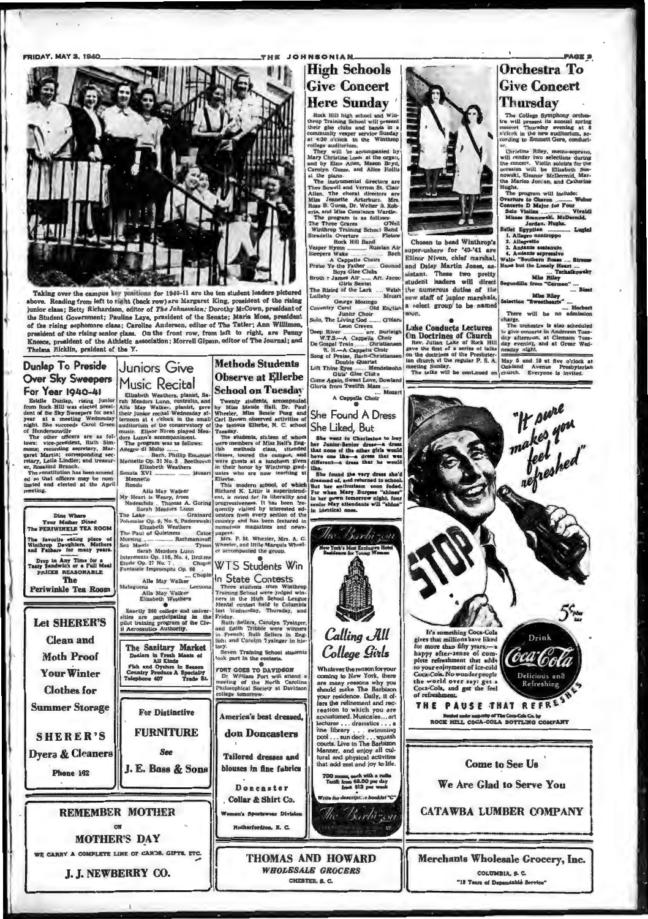Taking over the campus key positions for 1940-41 are the ten student leaders pictured above. Reading from left to right (back row) are Margaret King, president of the rising junior class; Betty Richardson, editor of *The Johnsonian*; Dorothy McCown, president of the Student Government; Pauline Laye, president of the Senate; Maria Moss, president of the rising sophomore class; Caroline Anderson, editor of The Tatler; Ann Willimon, president of the rising senior class. On the front row, from left to right, are Penny Kneece, president of the Athletic association; Morrell Gipson, editor of The Journal; and Thelma Ricklin, president of the Y.

## Dunlap To Preside Over Sky Sweepers For Year 1940-41

Estelle Dunlap, rising junior from Rock Hill was elected president of the Sky Sweepers for next year at a meeting Wednesday night. She succeeds Carol Green of Hendersonville.

The other officers are as follows: vice-president, Ruth Simmons; recording secretary, Margaret Martin; corresponding secretary, Leila Lindler; and treasurer, Rosalind Branch.

The constitution has been amended so that officers may be nominated and elected at the April meeting.

---

**Dine Where Your Mother Dined**
**The PERIWINKLE TEA ROOM**

The favorite eating place of Winthrop Daughters, Mothers and Fathers for many years.

Drop in Any Time for a Tasty Sandwich or a Full Meal
PRICES REASONABLE

**The Periwinkle Tea Room**

---

**Let SHERER'S Clean and Moth Proof Your Winter Clothes for Summer Storage**

**SHERER'S Dyers & Cleaners**

Phone 162

---

**REMEMBER MOTHER ON MOTHER'S DAY**

WE CARRY A COMPLETE LINE OF CARDS, GIFTS, ETC.

**J. J. NEWBERRY CO.**

---

## Juniors Give Music Recital

Elizabeth Weathers, pianist, Sarah Meadors Lunn, contralto, and Alla May Walker, pianist, gave their junior recital Wednesday afternoon at 4 o'clock in the small auditorium of the conservatory of music. Elinor Niven played Meadors Lunn's accompaniment.

The program was as follows:

Allegro di Molto ........
........ Bach, Phillip Emanuel
Elizabeth Weathers

Sonata XVI ........ Mozart
Mennetto
Rondo
Alla May Walker

My Heart is Weary, from Nadeschda .. Thomas A. Goring
Sarah Meadors Lunn

The Lake ........ Grainard
Polonaise Op. 9, No. 6, Paderewski
Elizabeth Weathers

The Paul of Quietness ........ Caloe
Morning ........ Rachmaninoff
Sea Moods ........ Tyson
Sarah Meadors Lunn

Intermezzo Op. 116, No. 4, Brahms
Etude Op. 27 No. 7 ........ Chopin
Fantasie Impromptu Op. 66 ........ Chopin
Alla May Walker

Malaguena ........ Lecuona
Alla May Walker
Elizabeth Weathers

---

Exactly 260 college and universities are participating in the pilot training program of the Civil Aeronautics Authority.

---

**The Sanitary Market**
Dealers in Fresh Meats of All Kinds
Fish and Oysters in Season
Country Produce A Specialty
Telephone 407 Trade St.

---

**For Distinctive FURNITURE**
See
**J. E. Bass & Sons**

---

## Methods Students Observe at Ellerbe School on Tuesday

Twenty students, accompanied by Miss Maude Hall, Dr. Paul Wheeler, Miss Bessie Fong and Carl Brown observed activities of the famous Ellerbe, N. C. school Tuesday.

The students, sixteen of whom were members of Miss Hall's English methods class, attended classes, toured the campus, and were guests at a luncheon given in their honor by Winthrop graduates who are now teaching at Ellerbe.

This modern school, of which Richard K. Little is superintendent, is noted for its liberality and progressiveness. It has been frequently visited by interested educators from every section of the country and has been featured in numerous magazines and newspapers.

Mrs. P. M. Wheeler, Mrs. A. C. Wheeler, and little Marquis Wheeler accompanied the group.

## WTS Students Win In State Contests

Three students from Winthrop Training School were judged winners in the High School League Mental contest held in Columbia last Wednesday, Thursday, and Friday.

Ruth Sellers, Carolyn Tysinger, and Edith Tribble were winners in French; Ruth Sellers in English; and Carolyn Tysinger in history.

Seven Training School students took part in the contests.

**FORT GOES TO DAVIDSON**

Dr. William Fort will attend a meeting of the North Carolina Philosophical Society at Davidson college tomorrow.

---

**America's best dressed, don Doncasters**

Tailored dresses and blouses in fine fabrics

**Doncaster Collar & Shirt Co.**
Women's Sportswear Division
Rutherfordton, N. C.

---

## High Schools Give Concert Here Sunday

Rock Hill high school and Winthrop Training School will present their glee clubs and bands in a community vesper service Sunday at 4:30 o'clock in the Winthrop college auditorium.

They will be accompanied by Mary Christine Loss at the organ, and by Elsie Allen, Mason Boyd, Carolyn Guess, and Alice Hollis at the piano.

The instrumental directors are Theo Sowell and Vernon St. Clair Allen. The choral directors are Miss Jeanette Arterburn, Mrs. Rosa B. Guess, Dr. Walter B. Roberts, and Miss Constance Wardle.

The program is as follows:

The Three Graces ........ O'Neil
Winthrop Training School Band
Stradella Overture ........ Flotow
Rock Hill Band
Vesper Hymn ........ Russian Air
Sleepers Wake ........ Bach
A Cappella Choirs
Praise Ye the Father ........ Gounod
Boys Glee Clubs
Broth r James Air ........ Arr. Jacob
Girls Sextet
The Rising of the Lark ........ Welsh
Lullaby ........ Mozart
George Mozingo
Coventry Carol ........ Old English
Junior Choir
Solo, The Living God ........ O'Hara
Leon Craven
Deep River ........ arr. Burleigh
W.T.S.—A Cappella Choir
De Gospel Train ........ Christiansen
R. H.—A Cappella Choir
Song of Praise, Bach-Christiansen
Double Quartet
Lift Thine Eyes ........ Mendelssohn
Girls' Glee Clubs
Come Again, Sweet Love, Dowland
Gloria from Twelfth Mass ........ Mozart
A Cappella Choir

## She Found A Dress She Liked, But

She went to Charleston to buy her Junior-Senior dress—a dress that none of the other girls would have one like—a dress that was different—a dress that he would like.

She found the very dress she'd dreamed of, and returned to school. But her enthusiasm soon faded. For when Mary Burgess "shines" in her gown tomorrow night, four senior May attendants will "shine" in identical ones.

---

**The Barbizon**
New York's Most Exclusive Hotel Residence for Young Women

**Calling All College Girls**

Whatever the reason for your coming to New York, there are many reasons why you should make The Barbizon your residence. Daily, it offers the refinement and recreation to which you are accustomed. Musicales ... art lectures ... dramatics ... a fine library ... swimming pool ... sun deck ... squash courts. Live in The Barbizon Manner, and enjoy all cultural and physical activities that add zest and joy to life.

700 rooms, each with a radio
Tariff: from $2.50 per day
from $12 per week

Write for descriptive booklet "C"

**The Barbizon**

---

**THOMAS AND HOWARD**
*WHOLESALE GROCERS*
CHESTER, S. C.

---

Chosen to head Winthrop's super-ushers for '40-'41 are Elinor Niven, chief marshal, and Daisy Martin Jones, assistant. These two pretty student leaders will direct the numerous duties of the new staff of junior marshals, a select group to be named soon.

## Lake Conducts Lectures On Doctrines of Church

Rev. Julian Lake of Rock Hill gave the first of a series of talks on the doctrines of the Presbyterian church at the regular P. S. A. meeting Sunday.

The talks will be continued on May 5 and 19 at five o'clock at Oakland Avenue Presbyterian church. Everyone is invited.

## Orchestra To Give Concert Thursday

The College Symphony orchestra will present its annual spring concert Thursday evening at 8 o'clock in the new auditorium, according to Emmett Gore, conductor.

Christine Riley, mezzo-soprano, will render two selections during the concert. Violin soloists for the occasion will be Elizabeth Sosnowski, Eleanor McDermid, Martha Marion Jordan, and Catherine Hughs.

The program will include:

Overture to Oberon ........ Weber
Concerto D Major for Four Solo Violins ........ Vivaldi
Misses Sosnowski, McDermid, Jordan, Hughs.
Ballet Egyptian ........ Luigini
1. Allegro nontroppo
2. Allegretto
3. Andante sostenuto
4. Andante espressivo
Waltz "Southern Roses ... Strauss
None but the Lonely Heart ...
........ Tschaikowsky
Miss Riley
Seguedilla from "Carmen" ........ Bizet
Miss Riley
Selection "Sweethearts" ........
........ Herbert

There will be no admission charge.

The orchestra is also scheduled to give concerts in Anderson Tuesday afternoon, at Clemson Tuesday evening, and at Greer Wednesday night.

---

"It sure makes you feel refreshed"

STOP

5¢ plus tax

It's something Coca-Cola gives that millions have liked for more than fifty years,—a happy after-sense of complete refreshment that adds to your enjoyment of ice-cold Coca-Cola. No wonder people the world over say: get a Coca-Cola, and get the feel of refreshment.

Drink Coca-Cola Delicious and Refreshing

THE PAUSE THAT REFRESHES

Bottled under authority of The Coca-Cola Co. by
ROCK HILL COCA-COLA BOTTLING COMPANY

---

**Come to See Us**

**We Are Glad to Serve You**

**CATAWBA LUMBER COMPANY**

---

**Merchants Wholesale Grocery, Inc.**
COLUMBIA, S. C.
"19 Years of Dependable Service"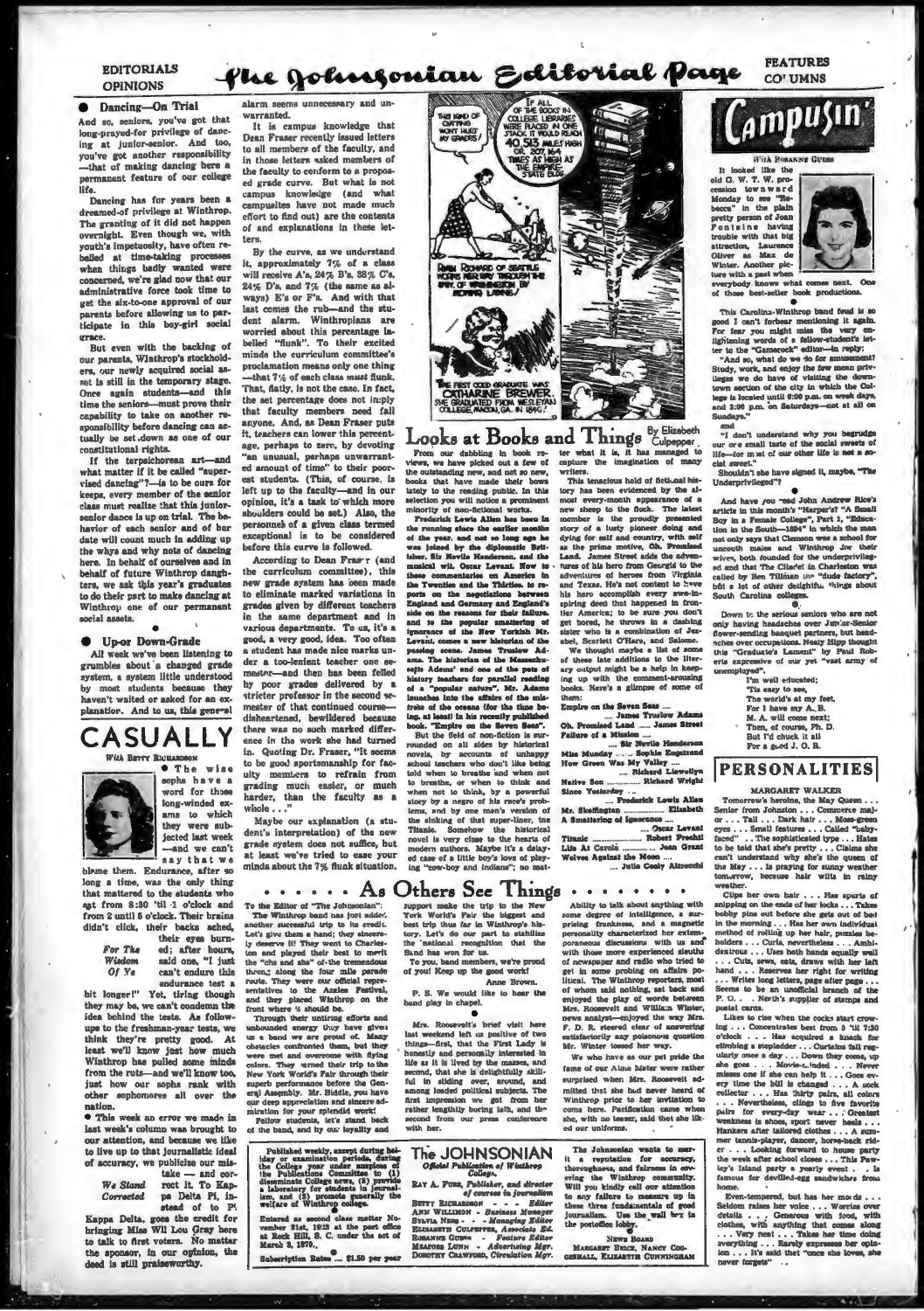EDITORIALS OPINIONS

# The Johnsonian Editorial Page

FEATURES COLUMNS

## Dancing—On Trial

And so, seniors, you've got that long-prayed-for privilege of dancing at junior-senior. And too, you've got another responsibility—that of making dancing here a permanent feature of our college life.

Dancing has for years been a dreamed-of privilege at Winthrop. The granting of it did not happen overnight. Even though we, with youth's impetuosity, have often rebelled at time-taking processes when things badly wanted were concerned, we're glad now that our administrative force took time to get the six-to-one approval of our parents before allowing us to participate in this boy-girl social grace.

But even with the backing of our parents, Winthrop's stockholders, our newly acquired social asset is still in the temporary stage. Once again students—and this time the seniors—must prove their capability to take on another responsibility before dancing can actually be set down as one of our constitutional rights.

If the terpsichorean art—and what matter if it be called "supervised dancing"?—is to be ours for keeps, every member of the senior class must realize that this junior-senior dance is up on trial. The behavior of each senior and of her date will count much in adding up the whys and why nots of dancing here. In behalf of ourselves and in behalf of future Winthrop daughters, we ask this year's graduates to do their part to make dancing at Winthrop one of our permanent social assets.

## Up-or Down-Grade

All week we've been listening to grumbles about a changed grade system, a system little understood by most students because they haven't waited or asked for an explanation. And to us, this general alarm seems unnecessary and unwarranted.

It is campus knowledge that Dean Fraser recently issued letters to all members of the faculty, and in those letters asked members of the faculty to conform to a proposed grade curve. But what is not campus knowledge (and what campusites have not made much effort to find out) are the contents of and explanations in these letters.

By the curve, as we understand it, approximately 7% of a class will receive A's, 24% B's, 38% C's, 24% D's, and 7% (the same as always) E's or F's. And with that last comes the rub—and the student alarm. Winthropians are worried about this percentage labelled "flunk". To their excited minds the curriculum committee's proclamation means only one thing—that 7% of each class *must* flunk. That, flatly, is not the case. In fact, the set percentage does not imply that faculty members need fail anyone. And, as Dean Fraser puts it, teachers can lower this percentage, perhaps to zero, by devoting "an unusual, perhaps unwarranted amount of time" to their poorest students. (This, of course, is left up to the faculty—and in our opinion, it's a task to which more shoulders could be set.) Also, the personnel of a given class termed exceptional is to be considered before this curve is followed.

According to Dean Fraser (and the curriculum committee), this new grade system has been made to eliminate marked variations in grades given by different teachers in the same department and in various departments. To us, it's a good, a very good, idea. Too often a student has made nice marks under a too-lenient teacher one semester—and then has been felled by poor grades delivered by a stricter professor in the second semester of that continued course—disheartened, bewildered because there was no such marked difference in the work she had turned in. Quoting Dr. Fraser, "It seems to be good sportsmanship for faculty members to refrain from grading much easier, or much harder, than the faculty as a whole . . ."

Maybe our explanation (a student's interpretation) of the new grade system does not suffice, but at least we've tried to ease your minds about the 7% flunk situation.

## CASUALLY

*With Betty Richardson*

● The wise sophs have a word for those long-winded exams to which they were subjected last week—and we can't say that we blame them. Endurance, after so long a time, was the only thing that mattered to the students who sat from 8:30 'til 1 o'clock and from 2 until 5 o'clock. Their brains didn't click, their backs ached, their eyes burned; after hours, said one, "I just can't endure this endurance test a bit longer!" Yet, tiring though they may be, we can't condemn the idea behind the tests. As follow-ups to the freshman-year tests, we think they're pretty good. At least we'll know just how much Winthrop has pulled some minds from the ruts—and we'll know too, just how our sophs rank with other sophomores all over the nation.

*For The Wisdom Of Ye*

● This week an error we made in last week's column was brought to our attention, and because we like to live up to that journalistic ideal of accuracy, we publicise our mistake — and correct it. To Kappa Delta Pi, instead of to Pi Kappa Delta, goes the credit for bringing Miss Wil Lou Gray here to talk to first voters. No matter the sponsor, in our opinion, the deed is still praiseworthy.

*We Stand Corrected*

IF ALL OF THE BOOKS IN COLLEGE LIBRARIES WERE PLACED IN ONE STACK IT WOULD REACH 40,513 MILES HIGH OR 207,164 TIMES AS HIGH AS THE EMPIRE STATE BLDG.

THIS KIND OF CUTTING WON'T HURT MY GRADES!

RENA ROWARD OF SEATTLE WORKS HER WAY THROUGH THE UNIV. OF WASHINGTON BY MOWING LAWNS!

THE FIRST COED GRADUATE WAS CATHARINE BREWER. SHE GRADUATED FROM WESLEYAN COLLEGE, MACON, GA. IN 1840!

## Looks at Books and Things

*By Elizabeth Culpepper*

From our dabbling in book reviews, we have picked out a few of the outstanding new, and not so new, books that have made their bows lately to the reading public. In this selection you will notice a prominent minority of non-fictional works.

Frederick Lewis Allen has been in the running since the earlier months of the year, and not so long ago he was joined by the diplomatic British publisher, Sir Nevile Henderson, and the musical wit, Oscar Levant. Now to these commentaries on America in the Twenties and the Thirties, to reports on the negotiations between England and Germany and England's side on the reasons for their failure, and to the popular smattering of ignorance of the New Yorkish Mr. Levant, comes a new historian of the passing scene. James Truslow Adams. The historian of the Massachusetts Adams' and one of the pets of history teachers for parallel reading of a "popular nature", Mr. Adams launches into the affairs of the mistress of the oceans (for the time being, at least) in his recently published book, "Empire on the Seven Seas".

But the field of non-fiction is surrounded on all sides by historical novels, by accounts of unhappy school teachers who don't like being told when to breathe and when not to breathe, or when to think and when not to think, by a powerful story by a negro of his race's problems, and by one man's version of the sinking of that super-liner, the Titanic. Somehow the historical novel is very close to the hearts of modern authors. Maybe it's a delayed case of a little boy's love of playing "cow-boy and Indians"; no matter what it is, it has managed to capture the imagination of many writers.

This tenacious hold of fictional history has been evidenced by the almost every-month appearance of a new sheep to the flock. The latest member is the proudly presented story of a lusty pioneer doing and dying for self and country, with self as the prime motive, Oh, Promised Land. James Street adds the adventures of his hero from Georgia to the adventures of heroes from Virginia and Texas. He's not content to have his hero accomplish every awe-inspiring deed that happened in frontier America; to be sure you don't get bored, he throws in a dashing sister who is a combination of Jezabel, Scarlett O'Hara, and Salome.

We thought maybe a list of some of these late additions to the literary output might be a help in keeping up with the comment-arousing books. Here's a glimpse of some of them:

- Empire on the Seven Seas .... James Truslow Adams
- Oh, Promised Land .... James Street
- Failure of a Mission .... Sir Nevile Henderson
- Miss Munday .... Sophie Engstrand
- How Green Was My Valley .... Richard Llewellyn
- Native Son .... Richard Wright
- Since Yesterday .... Frederick Lewis Allen
- Mr. Skeffington .... Elizabeth
- A Smattering of Ignorance .... Oscar Levant
- Titanic .... Robert Prechtl
- Life At Carola .... Joan Grant
- Wolves Against the Moon .... Julia Cooly Altrocchi

## As Others See Things

To the Editor of "The Johnsonian":

The Winthrop band has just added another successful trip to its credit. Let's give them a hand; they sincerely deserve it! They went to Charleston and played their best to merit the "ohs and ahs" of the tremendous throng along the four mile parade route. They were our official representatives to the Azalea Festival, and they placed Winthrop on the front where it should be.

Through their untiring efforts and unbounded energy they have given us a band we are proud of. Many obstacles confronted them, but they were met and overcome with flying colors. They earned their trip to the New York World's Fair through their superb performance before the General Assembly. Mr. Biddle, you have our deep appreciation and sincere admiration for your splendid work!

Fellow students, let's stand back of the band, and by our loyalty and support make the trip to the New York World's Fair the biggest and best trip thus far in Winthrop's history. Let's do our part to stabilize the national recognition that the Band has won for us.

To you, band members, we're proud of you! Keep up the good work!

Anne Brown.

P. S. We would like to hear the band play in chapel.

●

Mrs. Roosevelt's brief visit here last weekend left us positive of two things—first, that the First Lady is honestly and personally interested in life as it is lived by the masses, and second, that she is delightfully skillful in sliding over, around, and among loaded political subjects. The first impression we got from her rather tiringly boring talk, and the second from our press conference with her.

Ability to talk about anything with some degree of intelligence, a surprising frankness, and a magnetic personality characterized her extemporaneous discussions with us and with those more experienced sleuths of newspaper and radio who tried to get in some probing on affairs political. The Winthrop reporters, most of whom said nothing, sat back and enjoyed the play of words between Mrs. Roosevelt and William Winter, news analyst—enjoyed the way Mrs. F. D. R. steered clear of answering satisfactorily any poisonous question Mr. Winter tossed her way.

We who have as our pet pride the fame of our Alma Mater were rather surprised when Mrs. Roosevelt admitted that she had never heard of Winthrop prior to her invitation to come here. Pacification came when she, with no teaser, said that she liked our uniforms.

Published weekly, except during holiday or examination periods, during the College year under auspices of the Publications Committee to (1) disseminate College news, (2) provide a laboratory for students in journalism, and (3) promote generally the welfare of Winthrop college.

Entered as second class matter November 21st, 1923 at the post office at Rock Hill, S. C. under the act of March 3, 1879.

Subscription Rates ... $1.50 per year

## The JOHNSONIAN

*Official Publication of Winthrop College*

RAY A. FURR, Publisher, and director of courses in journalism

- BETTY RICHARDSON .... Editor
- ANN WILLIMON .... Business Manager
- SYLVIA NESS .... Managing Editor
- ELIZABETH CULPEPPER, Associate Ed.
- ROSANNE GUESS .... Feature Editor
- MEADORS LOWE .... Advertising Mgr.
- DOROTHY CRAWFORD, Circulation Mgr.

The Johnsonian wants to merit a reputation for accuracy, thoroughness, and fairness in covering the Winthrop community. Will you kindly call our attention to any failure to measure up in these three fundamentals of good journalism. Use the wall box in the postoffice lobby.

NEWS BOARD

MARGARET BRUCE, NANCY COGGESHALL, ELIZABETH CUNNINGHAM

## Campusin'

*With Rosanne Guess*

It looked like the old O. W. T. W. procession townward Monday to see "Rebecca" in the plain pretty person of Joan Fontaine having trouble with that big attraction, Laurence Olivier as Max de Winter. Another picture with a past when everybody knows what comes next. One of those best-seller book productions.

●

This Carolina-Winthrop band feud is so good I can't forbear mentioning it again. For fear you might miss the very enlightening words of a fellow-student's letter to the "Gamecock" editor—in reply:

"And so, what do we do for amusement? Study, work, and enjoy the few mean privileges we do have of visiting the downtown section of the city in which the College is located until 6:00 p.m. on week days, and 3:00 p.m. on Saturdays—not at all on Sundays."

and

"I don't understand why you begrudge our one small taste of the social sweets of life—for most of our other life is not a social sweet."

Shouldn't she have signed it, maybe, "The Underprivileged"?

●

And have you read John Andrew Rice's article in this month's "Harper's? "A Small Boy in a Female College", Part 1, "Education in the South—1894" in which the man not only says that Clemson was a school for uncouth males and Winthrop for their wives, both founded for the underprivileged and that The Citadel in Charleston was called by Ben Tillman the "dude factory", but a lot of other delightful things about South Carolina colleges.

●

Down to the serious seniors who are not only having headaches over Junior-Senior flower-sending banquet partners, but headaches over occupations. Nealy Hipp thought this "Graduate's Lament" by Paul Roberts expressive of our yet "vast army of unemployed".

> I'm well educated;
> 'Tis easy to see,
> The world's at my feet,
> For I have my A. B.
> M. A. will come next;
> Then, of course, Ph. D.
> But I'd chuck it all
> For a good J. O. B.

## PERSONALITIES

### MARGARET WALKER

Tomorrow's heroine, the May Queen . . . Senior from Johnston . . . Commerce major . . . Tall . . . Dark hair . . . Moss-green eyes . . . Small features . . . Called "baby-faced" . . . The sophisticated type . . . Hates to be told that she's pretty . . . Claims she can't understand why she's the queen of the May . . . Is praying for sunny weather tomorrow, because hair wilts in rainy weather.

Clips her own hair . . . Has spurts of snipping on the ends of her locks . . . Takes bobby pins out before she gets out of bed in the morning . . . Has her own individual method of rolling up her hair, puzzles beholders . . . Curls, nevertheless . . . Ambidextrous . . . Uses both hands equally well . . . Cuts, sews, eats, draws with her left hand . . . Reserves her right for writing . . . Writes long letters, page after page . . . Seems to be an unofficial branch of the P. O. . . . North's supplier of stamps and postal cards.

Likes to rise when the cocks start crowing . . . Concentrates best from 5 'til 7:30 o'clock . . . Has acquired a knack for climbing a stepladder . . . Curtains fall regularly once a day . . . Down they come, up she goes . . . Movie-minded . . . Never misses one if she can help it . . . Goes every time the bill is changed . . . A sock collector . . . Has thirty pairs, all colors . . . Nevertheless, clings to five favorite pairs for every-day wear . . . Greatest weakness is shoes, sport never heels . . . Hankers after tailored clothes . . . A summer tennis-player, dancer, horse-back rider . . . Looking forward to house party the week after school closes . . . This Pawley's Island party a yearly event . . . Is famous for devilled-egg sandwiches from home.

Even-tempered, but has her moods . . . Seldom raises her voice . . . Worries over details . . . Generous with food, with clothes, with anything that comes along . . . Very neat . . . Takes her time doing everything . . . Rarely expresses her opinion . . . It's said that "once she loves, she never forgets" . .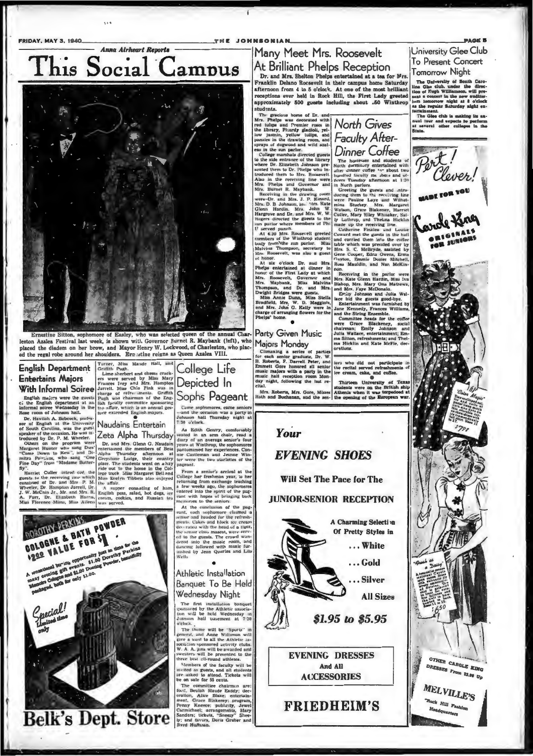Anna Airheart Reports

# This Social Campus

Ernestine Sitton, sophomore of Easley, who was selected queen of the annual Charleston Azalea Festival last week, is shown with Governor Burnet R. Maybank (left), who placed the diadem on her brow, and Mayor Henry W. Lockwood, of Charleston, who placed the regal robe around her shoulders. Ernestine reigns as Queen Azalea VIII.

## English Department Entertains Majors With Informal Soiree

English majors were the guests of the English department at an informal soiree Wednesday in the Rose room of Johnson hall.

Dr. Havilah A. Babcock, professor of English at the University of South Carolina, was the guest speaker of the occasion. He was introduced by Dr. P. M. Wheeler.

Others on the program were Margaret Hunter who sang Dies' "Come Down to Kew", and Dimitra Pavlakos, who sang "One Fine Day" from "Madame Butterfly".

Harriet Culler introduced the guests to the receiving line which consisted of Dr. and Mrs. P. M. Wheeler, Dr. Hampton Jarrell, Dr. J. W. McCain Jr., Mr. and Mrs. R. A. Furr, Dr. Elizabeth Harris, Miss Florence Mims, Miss Aileen Turner, Miss Maude Hall, and Griffith Pugh.

Lime sherbert and cheese crackers were served by Miss Mary Frances Ivey and Mrs. Hampton Jarrell. Miss Chlo Fink was in charge of refreshments. Griffith Pugh was chairman of the English faculty committee sponsoring the affair, which is an annual gesture extended English majors.

## Naudains Entertain Zeta Alpha Thursday

Dr. and Mrs. Glenn G. Naudain entertained the members of Beta Alpha Thursday afternoon at Greystone Lodge, their country place. The students went on a hay ride out to the home in the College truck. Miss Margaret Bell and Miss Evelyn Tibbets also enjoyed the affair.

A supper consisting of ham, English peas, salad, hot dogs, ice cream, cookies, and Russian tea was served.

## College Life Depicted In Sophs Pageant

Come sophomores, come seniors—and the occasion was a party in Johnson hall Thursday night at 7:30 o'clock.

As Edith Gentry, comfortably seated in an arm chair, read a diary of an average senior's four years at Winthrop, the sophomores pantomimed her experiences. Connie Castleman and Jeanne Winter were the two storiettes of the pageant.

From a senior's arrival at the College her freshman year, to her returning from exchange teaching a few weeks ago, the sophomores entered into the spirit of the pageant with hopes of bringing back memories to the seniors.

At the conclusion of the pageant, each sophomore claimed a senior and headed for the refreshments. Cakes and block ice cream decorated with the head of a tiger, the senior class mascot, were served to the guests. The crowd wandered into the music room, and dancing followed with music furnished by Jean Quarles and Lila Wells.

## Athletic Installation Banquet To Be Held Wednesday Night

The first installation banquet sponsored by the Athletic association will be held Wednesday in Johnson hall basement at 7:30 o'clock.

The theme will be "Sports" in general, and Anne Williman will give a toast to all the Athletic association sponsored activity clubs. W. A. A. pins will be awarded and sweaters will be presented to the three best all-round athletes.

Members of the faculty will be invited as guests, and all students are asked to attend. Tickets will be on sale for 55 cents.

The committee chairmen are: food, Beulah Maude Eaddy; decoration, Alice Blake; entertainment, Grace Blakeney; program, Penny Kneece; publicity, Jewel Carmichael; arrangements, Mary Sanders; tickets, "Sneezy" Sheely; and favors, Doris Graber and Byrd Huffman.

## Many Meet Mrs. Roosevelt At Brilliant Phelps Reception

**Dr. and Mrs. Shelton Phelps entertained at a tea for Mrs. Franklin Delano Roosevelt in their campus home Saturday afternoon from 4 to 5 o'clock. At one of the most brilliant receptions ever held in Rock Hill, the First Lady greeted approximately 500 guests including about 450 Winthrop students.**

The gracious home of Dr. and Mrs. Phelps was decorated with red tulips and Premier roses in the library, Picardy gladioli, yellow jasmin, yellow tulips, and sprays of dogwood and wild azaleas in the sun parlor.

College marshals directed guests to the side entrance of the library where Dr. Elizabeth Johnson presented them to Dr. Phelps who introduced them to Mrs. Roosevelt. Also in the receiving line were Mrs. Phelps and Governor and Mrs. Burnet R. Maybank.

Receiving in the drawing room were Dr. and Mrs. J. P. Kinard, Mrs. D. B. Johnson, and Mrs. Kate Glenn Hardin, Mrs. John W. Hargrove and Dr. and Mrs. W. W. Rogers directed the guests to the sun parlor where members of Phi U served punch.

At 4:30 Mrs. Roosevelt greeted members of the Winthrop student body from the sun parlor. Miss Malvina Thompson, secretary to Mrs. Roosevelt, was also a guest of honor.

At six o'clock Dr. and Mrs. Phelps entertained at dinner in honor of the First Lady at which Mrs. Roosevelt, Governor and Mrs. Maybank, Miss Malvina Thompson, and Dr. and Mrs. Dwight Bridges were guests.

Miss Annie Dunn, Miss Stella Bradfield, Mrs. W. D. Magginis, and Mrs. John G. Kelly were in charge of arranging flowers for the Phelps' home.

## North Gives Faculty After-Dinner Coffee

The hostesses and students of North dormitory entertained with after dinner coffee for about two hundred faculty members and officers Tuesday afternoon at 1:30 in North parlors.

Greeting the guests and introducing them to the receiving line were Pauline Laye and Wilhelmina Stuckey. Mrs. Margaret Watson, Grace Blakeney, Harriet Culler, Mary Riley Whitaker, Sally Lathrop, and Thelma Hicklin made up the receiving line.

Catherine Finklea and Louise Coward met the guests in the hall and carried them into the coffee table which was presided over by Mrs. S. C. McBryde, assisted by Gene Cooper, Edna Owens, Erma Clayton, Emmie Dozier Mitchell, Rosa Mauldin, and Nan McKinnon.

Receiving in the parlor were Mrs. Kate Glenn Hardin, Miss Iva Bishop, Mrs. Mary Ona Mathews, and Mrs. Faye McDonald.

Emily Johnson and Julia Wallace bid the guests good-bye.

Entertainment was furnished by Jane Kennedy, Frances Williams, and the String Ensemble.

Committee heads for the coffee were Grace Blakeney, social chairman; Emily Johnson and Julia Wallace, entertainment; Emma Sitton, refreshments; and Thelma Hicklin and Kate McFie, decorations.

## Party Given Music Majors Monday

Climaxing a series of parties for each senior graduate, Dr. W. B. Roberts, F. Darrell Peter, and Emmett Gore honored all senior music majors with a party in the music hall reception room Monday night, following the last recital.

Mrs. Roberts, Mrs. Gore, Misses Roth and Buchanan, and the seniors who did not participate in the recital served refreshments of ice cream, cake, and coffee.

Thirteen University of Texas students were on the British ship Athenia when it was torpedoed at the opening of the European war.

## University Glee Club To Present Concert Tomorrow Night

The University of South Carolina Glee club, under the direction of Hugh Williamson, will present a concert in the new auditorium tomorrow night at 8 o'clock as the regular Saturday night entertainment.

The Glee club is making its annual tour and expects to perform at several other colleges in the State.

---

DOROTHY PERKINS

COLOGNE & BATH POWDER

$2.00 VALUE FOR $1

A sensational buying opportunity just in time for the many coming gift events. $1.00 Dorothy Perkins Manhattan Cologne and $1.00 Dusting Powder, beautifully packaged, both for only $1.00.

Special! Limited time only

**Belk's Dept. Store**

---

Your

EVENING SHOES

Will Set The Pace for The

JUNIOR-SENIOR RECEPTION

A Charming Selection Of Pretty Styles in

... White

... Gold

... Silver

All Sizes

$1.95 to $5.95

EVENING DRESSES And All ACCESSORIES

**FRIEDHEIM'S**

---

Pert! Clever!

MADE FOR YOU

Carole King ORIGINALS FOR JUNIORS

$7.95

$6.50

OTHER CAROLE KING DRESSES From $3.95 Up

MELVILLE'S

"Rock Hill Fashion Headquarters"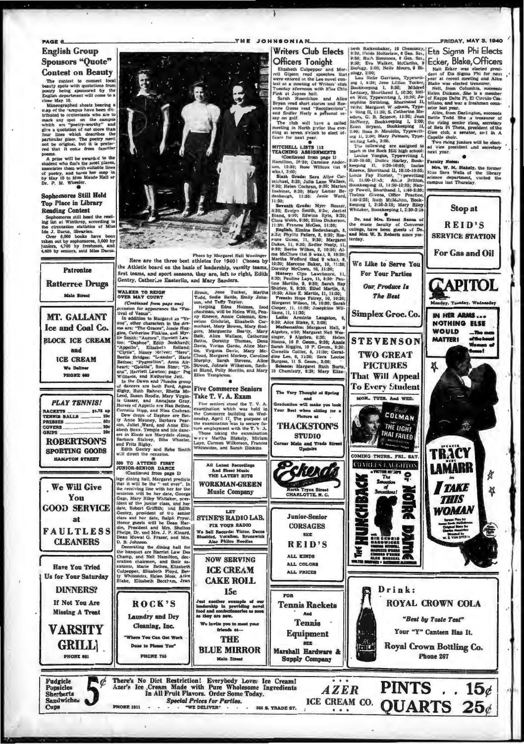## English Group Sponsors "Quote" Contest on Beauty

The contest to connect local beauty spots with quotations from poetry being sponsored by the English department will come to a close May 10.

Mimeographed sheets bearing a map of the campus have been distributed to contestants who are to mark any spot on the campus which are "poetry-worthy" and give a quotation of not more than four lines which describes the particular place. The poetry need not be original, but it is preferred that it come from familiar poems.

A prize will be awarded to the student who finds the most places, associates them with suitable lines of poetry, and turns her map in by May 10 to Miss Maude Hall or Dr. P. M. Wheeler.

## Sophomores Still Hold Top Place in Library Reading Contest

Sophomores still head the reading list at Winthrop, according to the circulation statistics of Miss Ida J. Dacus, librarian.

Over 6,000 books have been taken out by sophomores, 5,000 by juniors, 4,700 by freshmen, and 4,400 by seniors, said Miss Dacus.

Photo by Margaret Nell Westinger

Here are the three best athletes for 1940! Chosen by the Athletic board on the basis of leadership, varsity teams, first teams, and sport seasons, they are, left to right, Edith Gentry, Catherine Easterlin, and Mary Sanders.

## WALKER TO REIGN OVER MAY COURT

*(Continued from page one)*

occasion for appearance the "Festival of Venus".

In addition to Margaret as "Venus", other characters in the drama are: "The Graces", Jessie Huggins, Catherine Pinkley, and Myrtle Smith; "Aurora", Harriett Lawton; "Daphne", Edith Bookhardt; "Appollo", Elizabeth Rolland; "Clytie", Nancy Shriver; "Hero", Bertie Bridges; "Leander", Marie Bethea; "Pygmalion", Anna Airheart; "Galatia", Rosa Sims; "Diana", Harriett Lawton; page, Peg Williams, and Katherine Jett.

In the Dawn and Shades group of dancers are Beth Ford, Agnes Rigby, Ruth Rahner, Rhetta McLeod, Susan Brodie, Mary Virginia Gasser, and Annajane Gray. Horses of Appollo are Nan Bethea, Cornelia Hipp, and Nina Cochran.

Dew drops of Daphne are Betty Anne Mauney, Barbara Pearson, Juliet Ward, and Anne Elizabeth Boyd. Temple and life dancers in Etude are Marydale Kemp, Barbara Stalvey, Bibs Wheeler, and Fritz Rigby.

Edith Gentry and Rebe Smith will direct the occasion.

## 500 TO ATTEND FIRST JUNIOR-SENIOR DANCE

*(Continued from page 1)*

lege dining hall, Margaret predicts that it will be the "best ever". In the receiving line with her for the occasion will be her date, George Gage, Mary Riley Whittaker, president of the junior class, and her date, Robert Griffith; and Edith Gentry, president of the senior class and her date, Ralph Pryor.

Honor guests will be Dean Hardin, President and Mrs. Shelton Phelps, Dr. and Mrs. J. P. Kinard, Dean Mowat G. Fraser, and Mrs. D. B. Johnson.

Decorating the dining hall for the banquet are Harriet Law Des Champ, and Nell Hamilton, decoration chairmen, and their assistants, Marie Bethea, Elizabeth Culpepper, Elizabeth Floyd, Betty Whitesides, Helen Moss, Alice Blake, Elizabeth Beckham, Jean Broun, Jene Tucker, Martha Todd, Sadie Battle, Emily Johnson, and Taffy Taylor.

Helping Edna Holmes, food chairman, will be Helen Witt, Penny Kneece, Annie Coleman, Ernestine Gilchrist, Elizabeth Carmichael, Mary Bowen, Mary Rodgers, Marguerite Beatty, Mary Belk, Alice Wallace, Catherine Bettis, Dorothy Thomas, Dena Davis, Vivian Gardo, Alice Martin, Virginia Davis, Mary McCloud, Margaret Mackey, Caroline Murphy, Sarah Stevens, Alice Stroud, Johnnie Wilkerson, Rachel Bland, Polly Morillo, and Mary Ellen Templeton.

## Five Commerce Seniors Take T. V. A. Exam

Five seniors stood the T. V. A. examination which was held in the Commerce building on Wednesday, April 17. The purpose of the examination was to secure future employment with the T. V. A.

Those taking the examination were Martha Blakely, Miriam Laye, Carmen Wilkerson, Frances Whitesides, and Sarah Dinkins.

## Writers Club Elects Officers Tonight

Elizabeth Culpepper and Morrell Gibson read speeches that were entered in the Lee novel contest at a meeting of Writers' club Tuesday afternoon with Miss Chloe Fink at Joynes hall.

Sarah Rosenblum and Alice Bryan read short stories and Roseanne Guess read "Recollections", and Sadler Neely a personal essay on golf.

The club will have a called meeting in North parlor this evening at seven o'clock to elect officers for next year.

## MITCHELL LISTS 112 TEACHING ASSIGNMENTS

*(Continued from page 1)*

Hamilton, 10:30; Caroline Anderson, 10:30; Rose Willcox (1st 9 wks.), 2:00;

Sixth Grade: Sara Alice Carmichael, 8:30; Julia Lane Wallace, 8:30; Helen Cochran, 9:30; Marian Insbinet, 9:30; Mary Lamar Bedenbaugh, 11:30; Janie Ward, 11:30;

Seventh Grade: Myrr Boozer, 8:30; Evelyn Smith, 9:30; Rachel Bland, 9:30; Edwina Hyle, 9:30; Clara Webb, 9:30; Ellen Dickerson, 11:30; Frances McGee, 11:30;

English, Elmina Bedenbaugh, 8, 8:30; Phyllis Fellers, 8, 8:30; Roseanne Guess, 11, 9:30; Margaret Dukes, 11, 9:30; Sadler Neely, 11, 9:30; Bertie Wilkes, 9, 10:30; Alma McClure (1st 9 wks.), 9, 10:30; Martha Wofford (2nd 9 wks.), 9, 10:30; Marcene Baker, 10, 11:30; Dorothy McCown, 10, 11:30;

History: Clyo Lawrimore, 11, 8:30; Pauline Laye, 11, 8:30; Pauline Morillo, 9, 9:30; Sarah Ray Shirley, 9, 9:30; Ethel Martin, 8, 10:30; Alice E. Martin, 11, 11:30;

French: Hope Fairey, 10, 10:30; Margaret Wilson, 10, 10:30; Sarah Cooper, 11, 11:30; Josephine Williams, 11, 11:30;

Latin: Arminta Langston, 8, 9:30; Alice Blake, 9, 2:00;

Mathematics: Margaret Hall, 9 Algebra, 8:30; Margaret Nell Wessinger, 9 Algebra, 8:30; Helen Hanna, 10 P. Geom., 9:30; Annie Sarah Higgins, 10 P. Geom., 9:30; Cornelia Collier, 8, 11:30; Geraldine Lee, 8, 11:30; Sara Louise Burgess, 11 S. Geom., 2:00;

Science: Margaret Ruth Burts, 10 Chemistry, 8:30; Mary Elizabeth Rickenbaker, 10 Chemistry, 8:30; Naida Holtzclaw, 8 Gen. Sci., 9:30; Ruth Simmons, 8 Gen. Sci., 9:30; Eva Walker, McCarthe, 9 Biology, 2:00; Nelle Moore, 9 Biology, 2:00;

Lou Nelle Garrison, Typewriting I, 8:30; Jene Lillian Tucker, Bookkeeping I, 9:30; Mildred Leitzsey, Shorthand I, 10:30; Helen Witt, Typewriting I, 10:30; Josephine Stribling, Shorthand II, 10:30; Margaret Wodham, Typewriting II, 11:30; S. Catherine Meadors, G. B. Science, 11:30; Jean McNairy, Bookkeeping I, 2:00; Eileen Bryant, Bookkeeping II, 2:00; Rosa S. Mauldin, Typewriting II, 2:00; Mary Putnam, Typewriting Lab., 3:00.

The following are assigned to teach in the Rock Hill high school: Louise Yongue, Typewriting I, 9:20-10:05; Dulice Harley, Bookkeeping II, 9:20-10:05; Louise Kneece, Shorthand II, 10:10-10:55; Linda Fay Hunter, Typewriting II, 11:00-11:45; Anna Britton, Bookkeeping II, 11:50-12:35; Nancy Fewell, Shorthand I, 1:40-2:25; Thelma Givens, Office Practice, 1:40-2:25; Ruth McMahan, Bookkeeping I, 2:30-3:15; Mary Riley Whitaker, Bookkeeping I, 2:30-3:15.

Dr. and Mrs. Ernest Bacon of the music faculty of Converse college, have been guests of Dr. and Mrs. W. B. Roberts since yesterday.

## Eta Sigma Phi Elects Ecker, Blake, Officers

Nell Ecker was elected president of Eta Sigma Phi for next year at recent meeting and Alice Blake was elected treasurer.

Nell, from Columbia, succeeds Helen Dickson. She is a member of Kappa Delta Pi, El Circulo Castellano, and was a freshman counselor last year.

Alice, from Darlington, succeeds Bettie Todd. She a treasurer of the rising senior class, secretary of Beta Pi Theta, president of the Glee club, a senator, and in A Capella choir.

Two rising juniors will be elected vice president and secretary next year.

**Faculty Notes:**

Mrs. W. M. Blakely, the former Miss Sara Wells of the library science department, visited the campus last Thursday.

---

Patronize

**Ratterree Drugs**

Main Street

---

**MT. GALLANT Ice and Coal Co.**

BLOCK ICE CREAM and ICE CREAM

We Deliver

PHONE 660

---

**PLAY TENNIS!**

| | |
|---|---|
| RACKETS | $1.75 up |
| TENNIS BALLS | 25c |
| PRESSES | 50c |
| COVERS | 20c |
| GRIPS | 20c |

**ROBERTSON'S SPORTING GOODS**

HAMPTON STREET

---

We Will Give You GOOD SERVICE at **FAULTLESS CLEANERS**

---

Have You Tried Us for Your Saturday DINNERS?

If Not You Are Missing A Treat

**VARSITY GRILL**

PHONE 881

---

**ROCK'S Laundry and Dry Cleaning, Inc.**

"Where You Can Get Work Done to Please You"

PHONE 755

---

All Latest Recordings And Sheet Music

THE LATEST HITS

**WORKMAN-GREEN Music Company**

---

LET **STINE'S RADIO LAB.** FIX YOUR RADIO

We Sell Records: Victor, Decca Bluebird, Vocalion, Brunswick Also Philco Needles

---

NOW SERVING **ICE CREAM CAKE ROLL** 15c

Just another example of our leadership in providing novel food and confectionaries as soon as they are new.

We invite you to meet your friends at—

**THE BLUE MIRROR**

Main Street

---

The Very Thought of Spring and Graduation will make you look Your Best when sitting for a Picture at

**THACKSTON'S STUDIO**

Corner Main and Trade Street Upstairs

---

**Efird's**

North Tryon Street CHARLOTTE, N. C.

---

Junior-Senior CORSAGES

SEE **REID'S**

ALL KINDS ALL COLORS ALL PRICES

---

FOR **Tennis Rackets** And **Tennis Equipment**

SEE **Marshall Hardware & Supply Company**

---

We Like to Serve You For Your Parties

Our Produce Is The Best

**Simplex Groc. Co.**

---

Stop at **REID'S SERVICE STATION** For Gas and Oil

---

**STEVENSON**

TWO GREAT PICTURES That Will Appeal To Every Student

MON., TUES. And WED.

COLMAN — THE LIGHT THAT FAILED

COMING THURS., FRI., SAT.

CHARLES LAUGHTON — The HUNCHBACK OF NOTRE DAME

---

**CAPITOL**

Monday, Tuesday, Wednesday

IN HER ARMS ... NOTHING ELSE WOULD MATTER! —The man of the hour! Woman of all

SPENCER TRACY — HEDY LAMARR in **I TAKE THIS WOMAN**

---

Drink: **ROYAL CROWN COLA**

"Best by Taste Test"

Your "Y" Canteen Has It.

**Royal Crown Bottling Co.** Phone 267

---

Fudgicle, Popsicles, Sherbets, Sandwiches, Cups — 5¢

There's No Diet Restriction! Everybody Loves Ice Cream! Azer's Ice Cream Made with Pure Wholesome Ingredients In All Fruit Flavors. Order Some Today. *Special Prices for Parties.*

PHONE 1011 — "WE DELIVER" — 208 S. TRADE ST.

**AZER ICE CREAM CO.**

**PINTS . . 15¢ QUARTS 25¢**